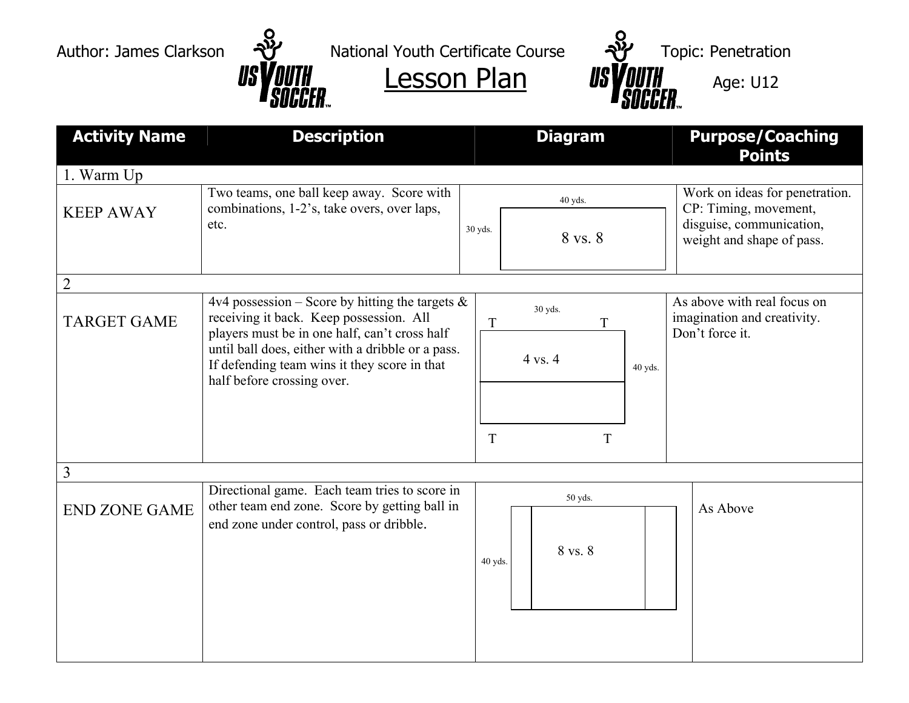Author: James Clarkson

National Youth Certificate Course

# Lesson Plan

Topic: Penetration

Age: U12

| Activity Name | Description | Diagram | Purpose/Coaching Points |
|---|---|---|---|
| 1. Warm Up | | | |
| KEEP AWAY | Two teams, one ball keep away. Score with combinations, 1-2's, take overs, over laps, etc. | 40 yds. x 30 yds. 8 vs. 8 | Work on ideas for penetration. CP: Timing, movement, disguise, communication, weight and shape of pass. |
| 2 | | | |
| TARGET GAME | 4v4 possession – Score by hitting the targets & receiving it back. Keep possession. All players must be in one half, can't cross half until ball does, either with a dribble or a pass. If defending team wins it they score in that half before crossing over. | 30 yds. x 40 yds. 4 vs. 4; T T / T T | As above with real focus on imagination and creativity. Don't force it. |
| 3 | | | |
| END ZONE GAME | Directional game. Each team tries to score in other team end zone. Score by getting ball in end zone under control, pass or dribble. | 50 yds. x 40 yds. 8 vs. 8 | As Above |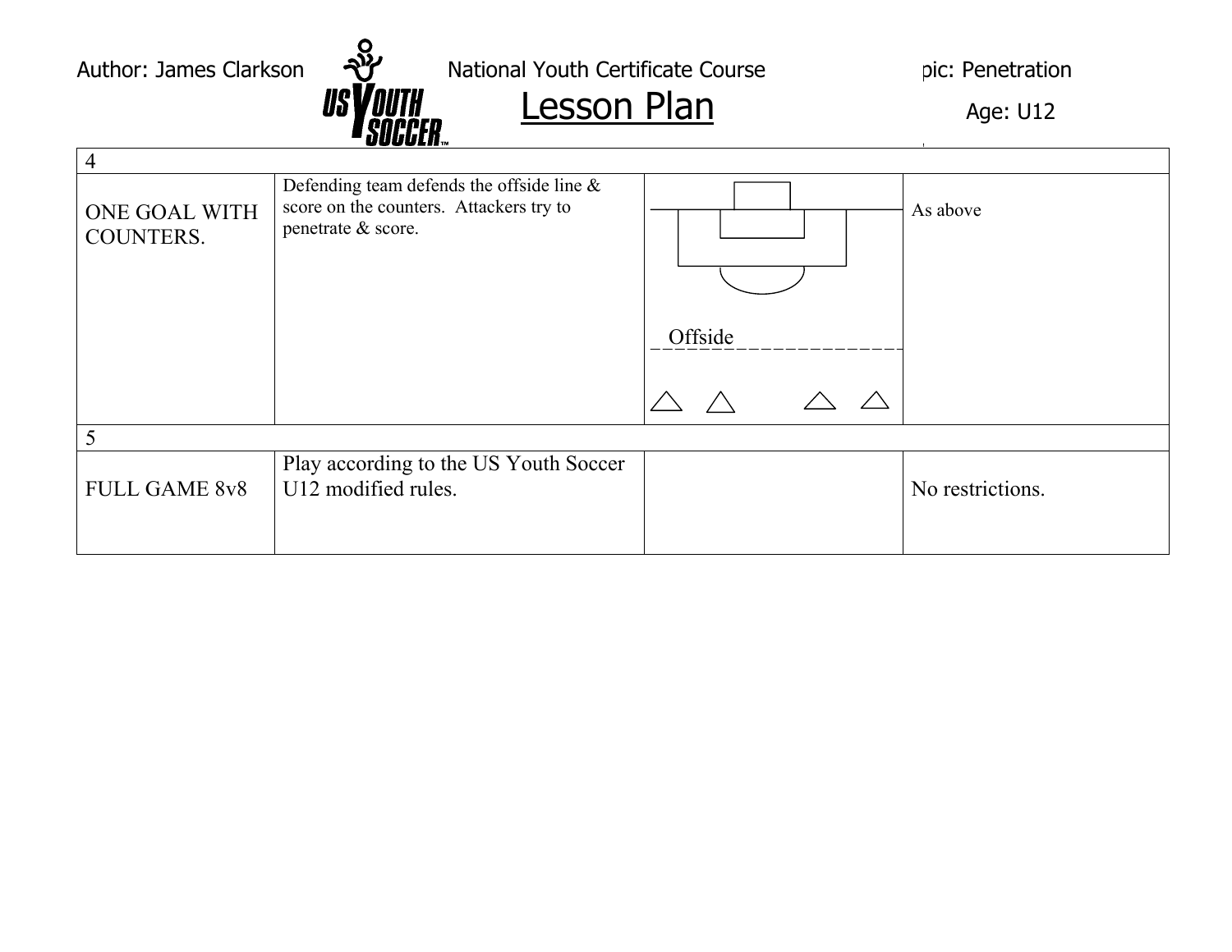Author: James Clarkson National Youth Certificate Course pic: Penetration

# Lesson Plan

Age: U12

| | | | |
|---|---|---|---|
| 4 | | | |
| ONE GOAL WITH COUNTERS. | Defending team defends the offside line & score on the counters. Attackers try to penetrate & score. | Offside | As above |
| 5 | | | |
| FULL GAME 8v8 | Play according to the US Youth Soccer U12 modified rules. | | No restrictions. |